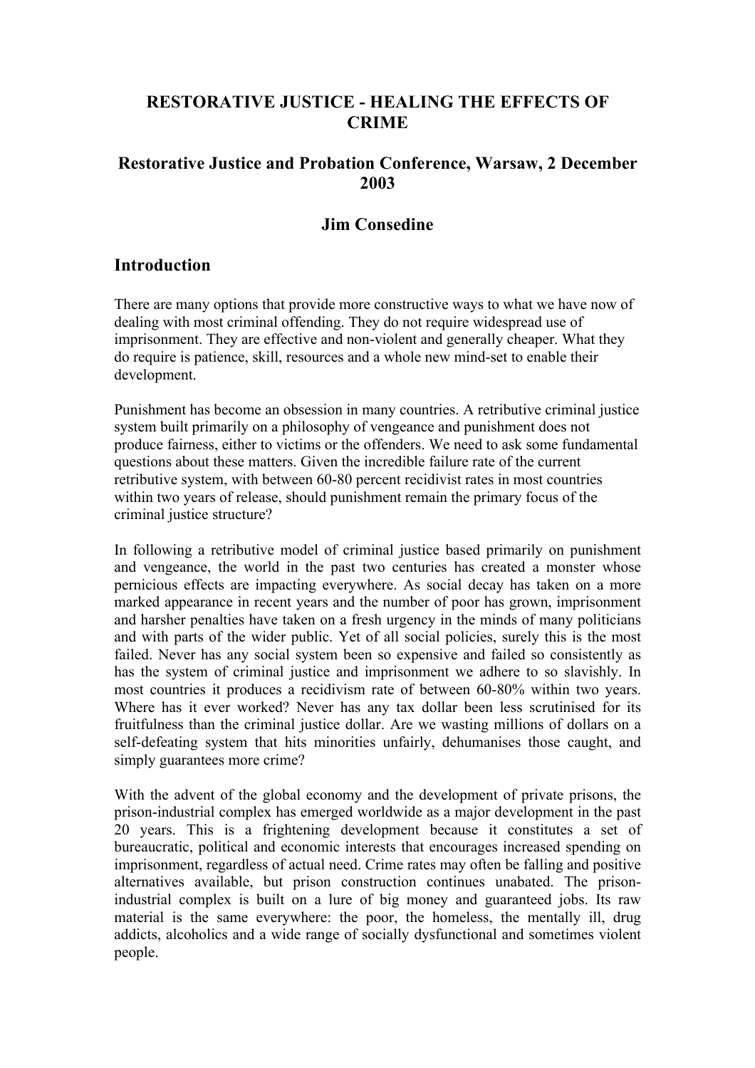# RESTORATIVE JUSTICE - HEALING THE EFFECTS OF CRIME

## Restorative Justice and Probation Conference, Warsaw, 2 December 2003

## Jim Consedine

## Introduction

There are many options that provide more constructive ways to what we have now of dealing with most criminal offending. They do not require widespread use of imprisonment. They are effective and non-violent and generally cheaper. What they do require is patience, skill, resources and a whole new mind-set to enable their development.

Punishment has become an obsession in many countries. A retributive criminal justice system built primarily on a philosophy of vengeance and punishment does not produce fairness, either to victims or the offenders. We need to ask some fundamental questions about these matters. Given the incredible failure rate of the current retributive system, with between 60-80 percent recidivist rates in most countries within two years of release, should punishment remain the primary focus of the criminal justice structure?

In following a retributive model of criminal justice based primarily on punishment and vengeance, the world in the past two centuries has created a monster whose pernicious effects are impacting everywhere. As social decay has taken on a more marked appearance in recent years and the number of poor has grown, imprisonment and harsher penalties have taken on a fresh urgency in the minds of many politicians and with parts of the wider public. Yet of all social policies, surely this is the most failed. Never has any social system been so expensive and failed so consistently as has the system of criminal justice and imprisonment we adhere to so slavishly. In most countries it produces a recidivism rate of between 60-80% within two years. Where has it ever worked? Never has any tax dollar been less scrutinised for its fruitfulness than the criminal justice dollar. Are we wasting millions of dollars on a self-defeating system that hits minorities unfairly, dehumanises those caught, and simply guarantees more crime?

With the advent of the global economy and the development of private prisons, the prison-industrial complex has emerged worldwide as a major development in the past 20 years. This is a frightening development because it constitutes a set of bureaucratic, political and economic interests that encourages increased spending on imprisonment, regardless of actual need. Crime rates may often be falling and positive alternatives available, but prison construction continues unabated. The prison-industrial complex is built on a lure of big money and guaranteed jobs. Its raw material is the same everywhere: the poor, the homeless, the mentally ill, drug addicts, alcoholics and a wide range of socially dysfunctional and sometimes violent people.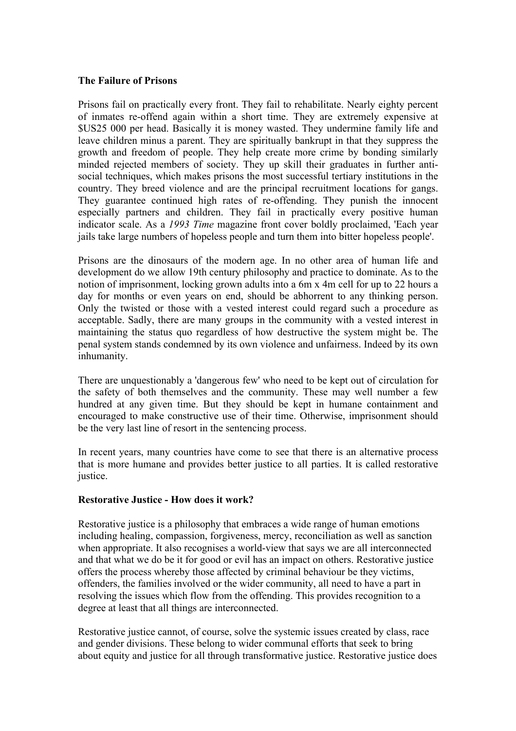**The Failure of Prisons**

Prisons fail on practically every front. They fail to rehabilitate. Nearly eighty percent of inmates re-offend again within a short time. They are extremely expensive at $US25 000 per head. Basically it is money wasted. They undermine family life and leave children minus a parent. They are spiritually bankrupt in that they suppress the growth and freedom of people. They help create more crime by bonding similarly minded rejected members of society. They up skill their graduates in further anti-social techniques, which makes prisons the most successful tertiary institutions in the country. They breed violence and are the principal recruitment locations for gangs. They guarantee continued high rates of re-offending. They punish the innocent especially partners and children. They fail in practically every positive human indicator scale. As a *1993 Time* magazine front cover boldly proclaimed, 'Each year jails take large numbers of hopeless people and turn them into bitter hopeless people'.

Prisons are the dinosaurs of the modern age. In no other area of human life and development do we allow 19th century philosophy and practice to dominate. As to the notion of imprisonment, locking grown adults into a 6m x 4m cell for up to 22 hours a day for months or even years on end, should be abhorrent to any thinking person. Only the twisted or those with a vested interest could regard such a procedure as acceptable. Sadly, there are many groups in the community with a vested interest in maintaining the status quo regardless of how destructive the system might be. The penal system stands condemned by its own violence and unfairness. Indeed by its own inhumanity.

There are unquestionably a 'dangerous few' who need to be kept out of circulation for the safety of both themselves and the community. These may well number a few hundred at any given time. But they should be kept in humane containment and encouraged to make constructive use of their time. Otherwise, imprisonment should be the very last line of resort in the sentencing process.

In recent years, many countries have come to see that there is an alternative process that is more humane and provides better justice to all parties. It is called restorative justice.

**Restorative Justice - How does it work?**

Restorative justice is a philosophy that embraces a wide range of human emotions including healing, compassion, forgiveness, mercy, reconciliation as well as sanction when appropriate. It also recognises a world-view that says we are all interconnected and that what we do be it for good or evil has an impact on others. Restorative justice offers the process whereby those affected by criminal behaviour be they victims, offenders, the families involved or the wider community, all need to have a part in resolving the issues which flow from the offending. This provides recognition to a degree at least that all things are interconnected.

Restorative justice cannot, of course, solve the systemic issues created by class, race and gender divisions. These belong to wider communal efforts that seek to bring about equity and justice for all through transformative justice. Restorative justice does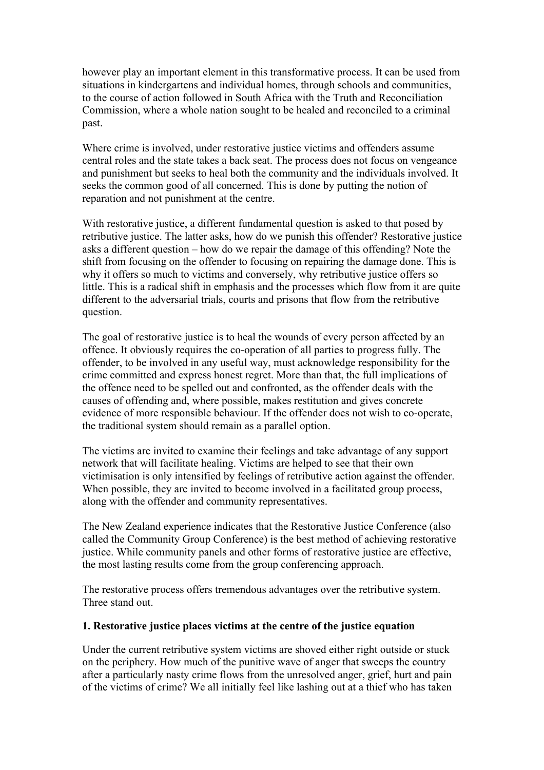however play an important element in this transformative process. It can be used from situations in kindergartens and individual homes, through schools and communities, to the course of action followed in South Africa with the Truth and Reconciliation Commission, where a whole nation sought to be healed and reconciled to a criminal past.

Where crime is involved, under restorative justice victims and offenders assume central roles and the state takes a back seat. The process does not focus on vengeance and punishment but seeks to heal both the community and the individuals involved. It seeks the common good of all concerned. This is done by putting the notion of reparation and not punishment at the centre.

With restorative justice, a different fundamental question is asked to that posed by retributive justice. The latter asks, how do we punish this offender? Restorative justice asks a different question – how do we repair the damage of this offending? Note the shift from focusing on the offender to focusing on repairing the damage done. This is why it offers so much to victims and conversely, why retributive justice offers so little. This is a radical shift in emphasis and the processes which flow from it are quite different to the adversarial trials, courts and prisons that flow from the retributive question.

The goal of restorative justice is to heal the wounds of every person affected by an offence. It obviously requires the co-operation of all parties to progress fully. The offender, to be involved in any useful way, must acknowledge responsibility for the crime committed and express honest regret. More than that, the full implications of the offence need to be spelled out and confronted, as the offender deals with the causes of offending and, where possible, makes restitution and gives concrete evidence of more responsible behaviour. If the offender does not wish to co-operate, the traditional system should remain as a parallel option.

The victims are invited to examine their feelings and take advantage of any support network that will facilitate healing. Victims are helped to see that their own victimisation is only intensified by feelings of retributive action against the offender. When possible, they are invited to become involved in a facilitated group process, along with the offender and community representatives.

The New Zealand experience indicates that the Restorative Justice Conference (also called the Community Group Conference) is the best method of achieving restorative justice. While community panels and other forms of restorative justice are effective, the most lasting results come from the group conferencing approach.

The restorative process offers tremendous advantages over the retributive system. Three stand out.

**1. Restorative justice places victims at the centre of the justice equation**

Under the current retributive system victims are shoved either right outside or stuck on the periphery. How much of the punitive wave of anger that sweeps the country after a particularly nasty crime flows from the unresolved anger, grief, hurt and pain of the victims of crime? We all initially feel like lashing out at a thief who has taken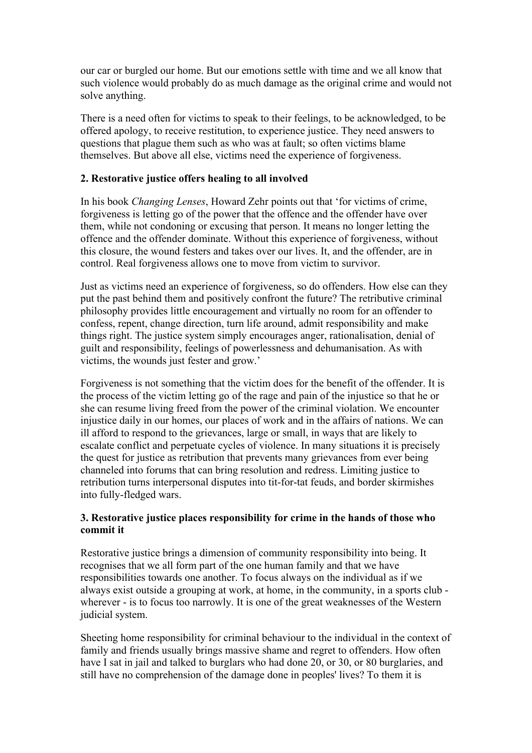our car or burgled our home. But our emotions settle with time and we all know that such violence would probably do as much damage as the original crime and would not solve anything.

There is a need often for victims to speak to their feelings, to be acknowledged, to be offered apology, to receive restitution, to experience justice. They need answers to questions that plague them such as who was at fault; so often victims blame themselves. But above all else, victims need the experience of forgiveness.

**2. Restorative justice offers healing to all involved**

In his book *Changing Lenses*, Howard Zehr points out that 'for victims of crime, forgiveness is letting go of the power that the offence and the offender have over them, while not condoning or excusing that person. It means no longer letting the offence and the offender dominate. Without this experience of forgiveness, without this closure, the wound festers and takes over our lives. It, and the offender, are in control. Real forgiveness allows one to move from victim to survivor.

Just as victims need an experience of forgiveness, so do offenders. How else can they put the past behind them and positively confront the future? The retributive criminal philosophy provides little encouragement and virtually no room for an offender to confess, repent, change direction, turn life around, admit responsibility and make things right. The justice system simply encourages anger, rationalisation, denial of guilt and responsibility, feelings of powerlessness and dehumanisation. As with victims, the wounds just fester and grow.'

Forgiveness is not something that the victim does for the benefit of the offender. It is the process of the victim letting go of the rage and pain of the injustice so that he or she can resume living freed from the power of the criminal violation. We encounter injustice daily in our homes, our places of work and in the affairs of nations. We can ill afford to respond to the grievances, large or small, in ways that are likely to escalate conflict and perpetuate cycles of violence. In many situations it is precisely the quest for justice as retribution that prevents many grievances from ever being channeled into forums that can bring resolution and redress. Limiting justice to retribution turns interpersonal disputes into tit-for-tat feuds, and border skirmishes into fully-fledged wars.

**3. Restorative justice places responsibility for crime in the hands of those who commit it**

Restorative justice brings a dimension of community responsibility into being. It recognises that we all form part of the one human family and that we have responsibilities towards one another. To focus always on the individual as if we always exist outside a grouping at work, at home, in the community, in a sports club - wherever - is to focus too narrowly. It is one of the great weaknesses of the Western judicial system.

Sheeting home responsibility for criminal behaviour to the individual in the context of family and friends usually brings massive shame and regret to offenders. How often have I sat in jail and talked to burglars who had done 20, or 30, or 80 burglaries, and still have no comprehension of the damage done in peoples' lives? To them it is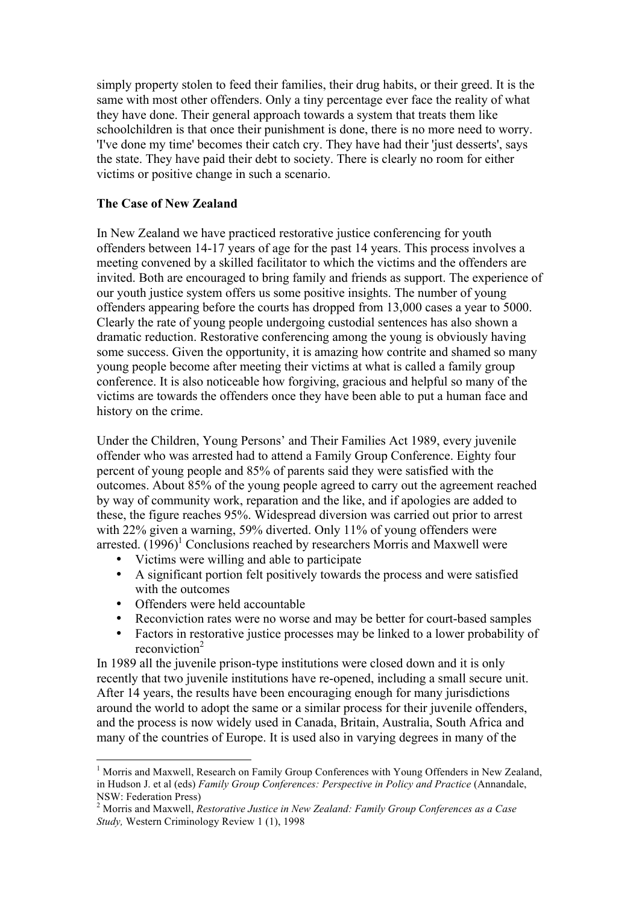simply property stolen to feed their families, their drug habits, or their greed. It is the same with most other offenders. Only a tiny percentage ever face the reality of what they have done. Their general approach towards a system that treats them like schoolchildren is that once their punishment is done, there is no more need to worry. 'I've done my time' becomes their catch cry. They have had their 'just desserts', says the state. They have paid their debt to society. There is clearly no room for either victims or positive change in such a scenario.

**The Case of New Zealand**

In New Zealand we have practiced restorative justice conferencing for youth offenders between 14-17 years of age for the past 14 years. This process involves a meeting convened by a skilled facilitator to which the victims and the offenders are invited. Both are encouraged to bring family and friends as support. The experience of our youth justice system offers us some positive insights. The number of young offenders appearing before the courts has dropped from 13,000 cases a year to 5000. Clearly the rate of young people undergoing custodial sentences has also shown a dramatic reduction. Restorative conferencing among the young is obviously having some success. Given the opportunity, it is amazing how contrite and shamed so many young people become after meeting their victims at what is called a family group conference. It is also noticeable how forgiving, gracious and helpful so many of the victims are towards the offenders once they have been able to put a human face and history on the crime.

Under the Children, Young Persons' and Their Families Act 1989, every juvenile offender who was arrested had to attend a Family Group Conference. Eighty four percent of young people and 85% of parents said they were satisfied with the outcomes. About 85% of the young people agreed to carry out the agreement reached by way of community work, reparation and the like, and if apologies are added to these, the figure reaches 95%. Widespread diversion was carried out prior to arrest with 22% given a warning, 59% diverted. Only 11% of young offenders were arrested. (1996)[1] Conclusions reached by researchers Morris and Maxwell were

- Victims were willing and able to participate
- A significant portion felt positively towards the process and were satisfied with the outcomes
- Offenders were held accountable
- Reconviction rates were no worse and may be better for court-based samples
- Factors in restorative justice processes may be linked to a lower probability of reconviction[2]

In 1989 all the juvenile prison-type institutions were closed down and it is only recently that two juvenile institutions have re-opened, including a small secure unit. After 14 years, the results have been encouraging enough for many jurisdictions around the world to adopt the same or a similar process for their juvenile offenders, and the process is now widely used in Canada, Britain, Australia, South Africa and many of the countries of Europe. It is used also in varying degrees in many of the

---

[1] Morris and Maxwell, Research on Family Group Conferences with Young Offenders in New Zealand, in Hudson J. et al (eds) *Family Group Conferences: Perspective in Policy and Practice* (Annandale, NSW: Federation Press)

[2] Morris and Maxwell, *Restorative Justice in New Zealand: Family Group Conferences as a Case Study,* Western Criminology Review 1 (1), 1998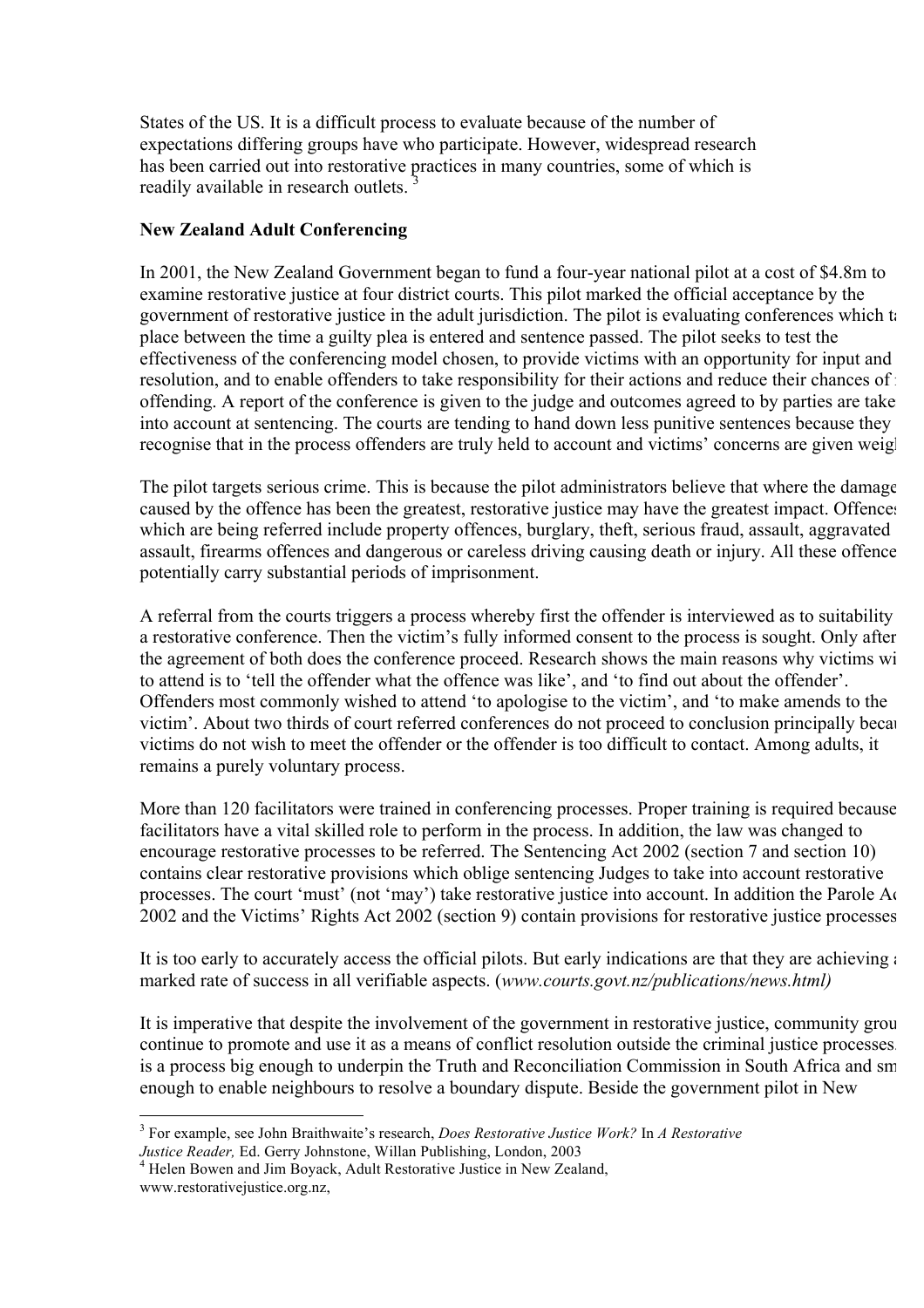States of the US. It is a difficult process to evaluate because of the number of expectations differing groups have who participate. However, widespread research has been carried out into restorative practices in many countries, some of which is readily available in research outlets. [3]

**New Zealand Adult Conferencing**

In 2001, the New Zealand Government began to fund a four-year national pilot at a cost of $4.8m to examine restorative justice at four district courts. This pilot marked the official acceptance by the government of restorative justice in the adult jurisdiction. The pilot is evaluating conferences which ta place between the time a guilty plea is entered and sentence passed. The pilot seeks to test the effectiveness of the conferencing model chosen, to provide victims with an opportunity for input and resolution, and to enable offenders to take responsibility for their actions and reduce their chances of offending. A report of the conference is given to the judge and outcomes agreed to by parties are take into account at sentencing. The courts are tending to hand down less punitive sentences because they recognise that in the process offenders are truly held to account and victims' concerns are given weig

The pilot targets serious crime. This is because the pilot administrators believe that where the damage caused by the offence has been the greatest, restorative justice may have the greatest impact. Offences which are being referred include property offences, burglary, theft, serious fraud, assault, aggravated assault, firearms offences and dangerous or careless driving causing death or injury. All these offence potentially carry substantial periods of imprisonment.

A referral from the courts triggers a process whereby first the offender is interviewed as to suitability a restorative conference. Then the victim's fully informed consent to the process is sought. Only after the agreement of both does the conference proceed. Research shows the main reasons why victims wi to attend is to 'tell the offender what the offence was like', and 'to find out about the offender'. Offenders most commonly wished to attend 'to apologise to the victim', and 'to make amends to the victim'. About two thirds of court referred conferences do not proceed to conclusion principally becau victims do not wish to meet the offender or the offender is too difficult to contact. Among adults, it remains a purely voluntary process.

More than 120 facilitators were trained in conferencing processes. Proper training is required because facilitators have a vital skilled role to perform in the process. In addition, the law was changed to encourage restorative processes to be referred. The Sentencing Act 2002 (section 7 and section 10) contains clear restorative provisions which oblige sentencing Judges to take into account restorative processes. The court 'must' (not 'may') take restorative justice into account. In addition the Parole Ac 2002 and the Victims' Rights Act 2002 (section 9) contain provisions for restorative justice processes

It is too early to accurately access the official pilots. But early indications are that they are achieving a marked rate of success in all verifiable aspects. (*www.courts.govt.nz/publications/news.html)*

It is imperative that despite the involvement of the government in restorative justice, community grou continue to promote and use it as a means of conflict resolution outside the criminal justice processes is a process big enough to underpin the Truth and Reconciliation Commission in South Africa and sm enough to enable neighbours to resolve a boundary dispute. Beside the government pilot in New

---

[3] For example, see John Braithwaite's research, *Does Restorative Justice Work?* In *A Restorative Justice Reader,* Ed. Gerry Johnstone, Willan Publishing, London, 2003

[4] Helen Bowen and Jim Boyack, Adult Restorative Justice in New Zealand, www.restorativejustice.org.nz,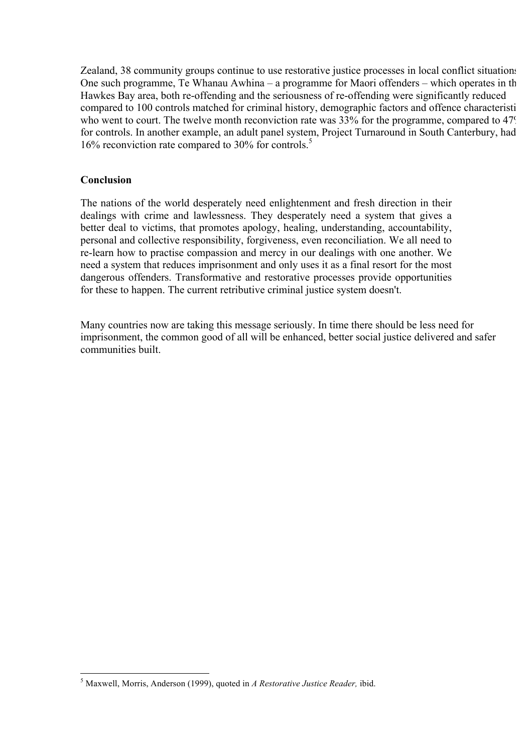Zealand, 38 community groups continue to use restorative justice processes in local conflict situations One such programme, Te Whanau Awhina – a programme for Maori offenders – which operates in th Hawkes Bay area, both re-offending and the seriousness of re-offending were significantly reduced compared to 100 controls matched for criminal history, demographic factors and offence characteristi who went to court. The twelve month reconviction rate was 33% for the programme, compared to 47% for controls. In another example, an adult panel system, Project Turnaround in South Canterbury, had 16% reconviction rate compared to 30% for controls.[5]

**Conclusion**

The nations of the world desperately need enlightenment and fresh direction in their dealings with crime and lawlessness. They desperately need a system that gives a better deal to victims, that promotes apology, healing, understanding, accountability, personal and collective responsibility, forgiveness, even reconciliation. We all need to re-learn how to practise compassion and mercy in our dealings with one another. We need a system that reduces imprisonment and only uses it as a final resort for the most dangerous offenders. Transformative and restorative processes provide opportunities for these to happen. The current retributive criminal justice system doesn't.

Many countries now are taking this message seriously. In time there should be less need for imprisonment, the common good of all will be enhanced, better social justice delivered and safer communities built.

---

[5] Maxwell, Morris, Anderson (1999), quoted in *A Restorative Justice Reader,* ibid.